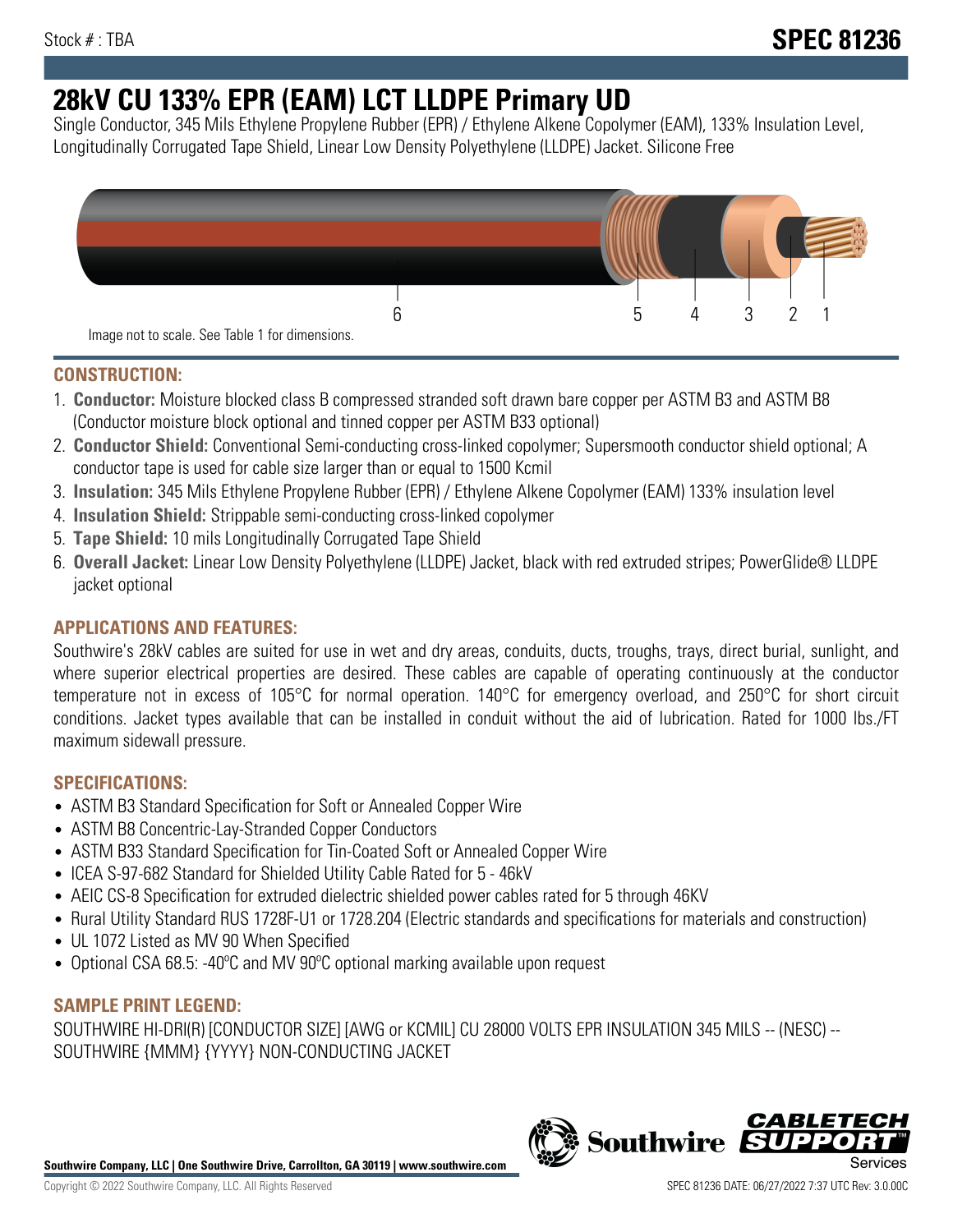Stock # : TBA

**SPEC 81236**

# 28kV CU 133% EPR (EAM) LCT LLDPE Primary UD

Single Conductor, 345 Mils Ethylene Propylene Rubber (EPR) / Ethylene Alkene Copolymer (EAM), 133% Insulation Level, Longitudinally Corrugated Tape Shield, Linear Low Density Polyethylene (LLDPE) Jacket. Silicone Free

6 5 4 3 2 1

Image not to scale. See Table 1 for dimensions.

## CONSTRUCTION:

1. **Conductor:** Moisture blocked class B compressed stranded soft drawn bare copper per ASTM B3 and ASTM B8 (Conductor moisture block optional and tinned copper per ASTM B33 optional)
2. **Conductor Shield:** Conventional Semi-conducting cross-linked copolymer; Supersmooth conductor shield optional; A conductor tape is used for cable size larger than or equal to 1500 Kcmil
3. **Insulation:** 345 Mils Ethylene Propylene Rubber (EPR) / Ethylene Alkene Copolymer (EAM) 133% insulation level
4. **Insulation Shield:** Strippable semi-conducting cross-linked copolymer
5. **Tape Shield:** 10 mils Longitudinally Corrugated Tape Shield
6. **Overall Jacket:** Linear Low Density Polyethylene (LLDPE) Jacket, black with red extruded stripes; PowerGlide® LLDPE jacket optional

## APPLICATIONS AND FEATURES:

Southwire's 28kV cables are suited for use in wet and dry areas, conduits, ducts, troughs, trays, direct burial, sunlight, and where superior electrical properties are desired. These cables are capable of operating continuously at the conductor temperature not in excess of 105°C for normal operation. 140°C for emergency overload, and 250°C for short circuit conditions. Jacket types available that can be installed in conduit without the aid of lubrication. Rated for 1000 lbs./FT maximum sidewall pressure.

## SPECIFICATIONS:

- ASTM B3 Standard Specification for Soft or Annealed Copper Wire
- ASTM B8 Concentric-Lay-Stranded Copper Conductors
- ASTM B33 Standard Specification for Tin-Coated Soft or Annealed Copper Wire
- ICEA S-97-682 Standard for Shielded Utility Cable Rated for 5 - 46kV
- AEIC CS-8 Specification for extruded dielectric shielded power cables rated for 5 through 46KV
- Rural Utility Standard RUS 1728F-U1 or 1728.204 (Electric standards and specifications for materials and construction)
- UL 1072 Listed as MV 90 When Specified
- Optional CSA 68.5: -40ºC and MV 90ºC optional marking available upon request

## SAMPLE PRINT LEGEND:

SOUTHWIRE HI-DRI(R) [CONDUCTOR SIZE] [AWG or KCMIL] CU 28000 VOLTS EPR INSULATION 345 MILS -- (NESC) -- SOUTHWIRE {MMM} {YYYY} NON-CONDUCTING JACKET

**Southwire Company, LLC | One Southwire Drive, Carrollton, GA 30119 | www.southwire.com**

Copyright © 2022 Southwire Company, LLC. All Rights Reserved

SPEC 81236 DATE: 06/27/2022 7:37 UTC Rev: 3.0.00C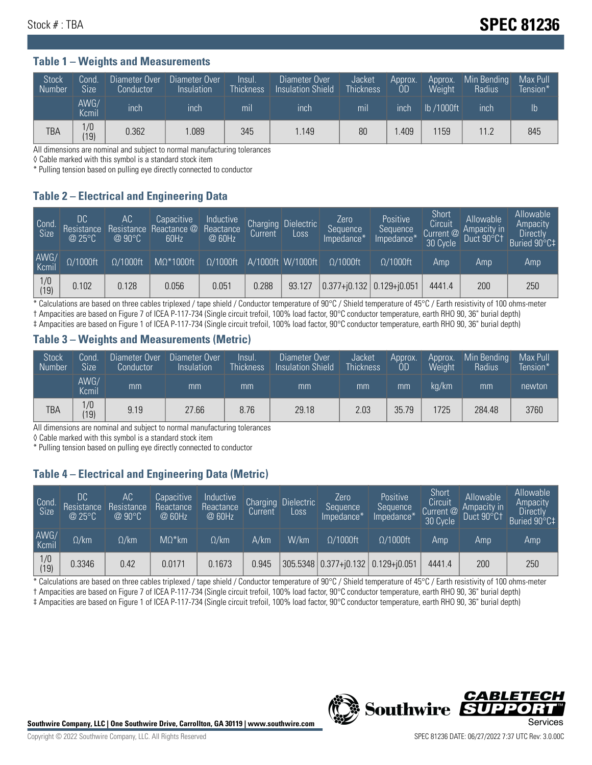Stock # : TBA

# SPEC 81236

## Table 1 – Weights and Measurements

| Stock Number | Cond. Size | Diameter Over Conductor | Diameter Over Insulation | Insul. Thickness | Diameter Over Insulation Shield | Jacket Thickness | Approx. OD | Approx. Weight | Min Bending Radius | Max Pull Tension* |
|---|---|---|---|---|---|---|---|---|---|---|
| | AWG/ Kcmil | inch | inch | mil | inch | mil | inch | lb /1000ft | inch | lb |
| TBA | 1/0 (19) | 0.362 | 1.089 | 345 | 1.149 | 80 | 1.409 | 1159 | 11.2 | 845 |

All dimensions are nominal and subject to normal manufacturing tolerances

◊ Cable marked with this symbol is a standard stock item

* Pulling tension based on pulling eye directly connected to conductor

## Table 2 – Electrical and Engineering Data

| Cond. Size | DC Resistance @ 25°C | AC Resistance @ 90°C | Capacitive Reactance @ 60Hz | Inductive Reactance @ 60Hz | Charging Current | Dielectric Loss | Zero Sequence Impedance* | Positive Sequence Impedance* | Short Circuit Current @ 30 Cycle | Allowable Ampacity in Duct 90°C† | Allowable Ampacity Directly Buried 90°C‡ |
|---|---|---|---|---|---|---|---|---|---|---|---|
| AWG/ Kcmil | Ω/1000ft | Ω/1000ft | MΩ*1000ft | Ω/1000ft | A/1000ft | W/1000ft | Ω/1000ft | Ω/1000ft | Amp | Amp | Amp |
| 1/0 (19) | 0.102 | 0.128 | 0.056 | 0.051 | 0.288 | 93.127 | 0.377+j0.132 | 0.129+j0.051 | 4441.4 | 200 | 250 |

* Calculations are based on three cables triplexed / tape shield / Conductor temperature of 90°C / Shield temperature of 45°C / Earth resistivity of 100 ohms-meter

† Ampacities are based on Figure 7 of ICEA P-117-734 (Single circuit trefoil, 100% load factor, 90°C conductor temperature, earth RHO 90, 36" burial depth)

‡ Ampacities are based on Figure 1 of ICEA P-117-734 (Single circuit trefoil, 100% load factor, 90°C conductor temperature, earth RHO 90, 36" burial depth)

## Table 3 – Weights and Measurements (Metric)

| Stock Number | Cond. Size | Diameter Over Conductor | Diameter Over Insulation | Insul. Thickness | Diameter Over Insulation Shield | Jacket Thickness | Approx. OD | Approx. Weight | Min Bending Radius | Max Pull Tension* |
|---|---|---|---|---|---|---|---|---|---|---|
| | AWG/ Kcmil | mm | mm | mm | mm | mm | mm | kg/km | mm | newton |
| TBA | 1/0 (19) | 9.19 | 27.66 | 8.76 | 29.18 | 2.03 | 35.79 | 1725 | 284.48 | 3760 |

All dimensions are nominal and subject to normal manufacturing tolerances

◊ Cable marked with this symbol is a standard stock item

* Pulling tension based on pulling eye directly connected to conductor

## Table 4 – Electrical and Engineering Data (Metric)

| Cond. Size | DC Resistance @ 25°C | AC Resistance @ 90°C | Capacitive Reactance @ 60Hz | Inductive Reactance @ 60Hz | Charging Current | Dielectric Loss | Zero Sequence Impedance* | Positive Sequence Impedance* | Short Circuit Current @ 30 Cycle | Allowable Ampacity in Duct 90°C† | Allowable Ampacity Directly Buried 90°C‡ |
|---|---|---|---|---|---|---|---|---|---|---|---|
| AWG/ Kcmil | Ω/km | Ω/km | MΩ*km | Ω/km | A/km | W/km | Ω/1000ft | Ω/1000ft | Amp | Amp | Amp |
| 1/0 (19) | 0.3346 | 0.42 | 0.0171 | 0.1673 | 0.945 | 305.5348 | 0.377+j0.132 | 0.129+j0.051 | 4441.4 | 200 | 250 |

* Calculations are based on three cables triplexed / tape shield / Conductor temperature of 90°C / Shield temperature of 45°C / Earth resistivity of 100 ohms-meter

† Ampacities are based on Figure 7 of ICEA P-117-734 (Single circuit trefoil, 100% load factor, 90°C conductor temperature, earth RHO 90, 36" burial depth)

‡ Ampacities are based on Figure 1 of ICEA P-117-734 (Single circuit trefoil, 100% load factor, 90°C conductor temperature, earth RHO 90, 36" burial depth)

**Southwire Company, LLC | One Southwire Drive, Carrollton, GA 30119 | www.southwire.com**

Copyright © 2022 Southwire Company, LLC. All Rights Reserved

SPEC 81236 DATE: 06/27/2022 7:37 UTC Rev: 3.0.00C